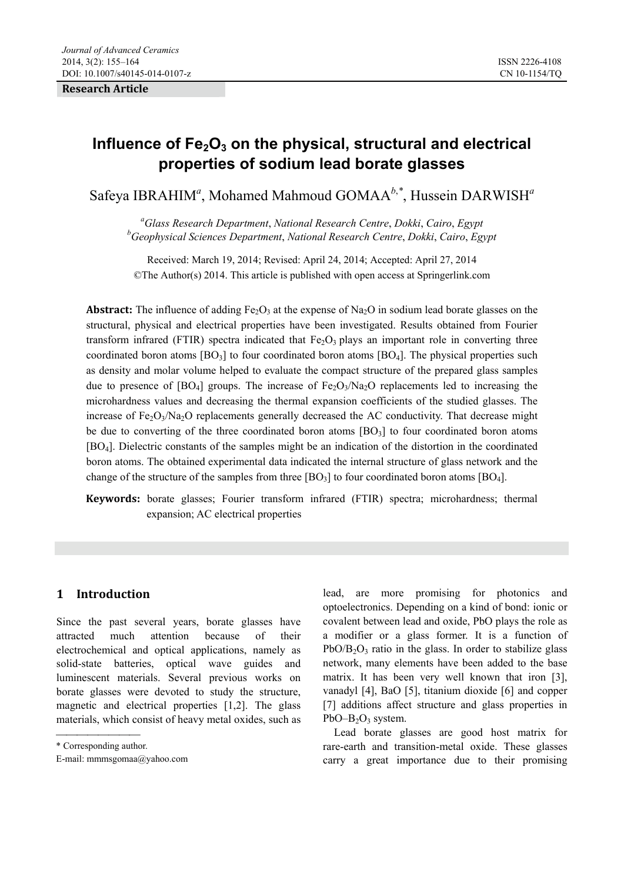Research Article

# Influence of $Fe_2O_3$ on the physical, structural and electrical properties of sodium lead borate glasses

Safeya IBRAHIM[a], Mohamed Mahmoud GOMAA[b,*], Hussein DARWISH[a]

[a] *Glass Research Department, National Research Centre, Dokki, Cairo, Egypt*
[b] *Geophysical Sciences Department, National Research Centre, Dokki, Cairo, Egypt*

Received: March 19, 2014; Revised: April 24, 2014; Accepted: April 27, 2014
©The Author(s) 2014. This article is published with open access at Springerlink.com

**Abstract:** The influence of adding $Fe_2O_3$ at the expense of $Na_2O$ in sodium lead borate glasses on the structural, physical and electrical properties have been investigated. Results obtained from Fourier transform infrared (FTIR) spectra indicated that $Fe_2O_3$ plays an important role in converting three coordinated boron atoms [$BO_3$] to four coordinated boron atoms [$BO_4$]. The physical properties such as density and molar volume helped to evaluate the compact structure of the prepared glass samples due to presence of [$BO_4$] groups. The increase of $Fe_2O_3/Na_2O$ replacements led to increasing the microhardness values and decreasing the thermal expansion coefficients of the studied glasses. The increase of $Fe_2O_3/Na_2O$ replacements generally decreased the AC conductivity. That decrease might be due to converting of the three coordinated boron atoms [$BO_3$] to four coordinated boron atoms [$BO_4$]. Dielectric constants of the samples might be an indication of the distortion in the coordinated boron atoms. The obtained experimental data indicated the internal structure of glass network and the change of the structure of the samples from three [$BO_3$] to four coordinated boron atoms [$BO_4$].

**Keywords:** borate glasses; Fourier transform infrared (FTIR) spectra; microhardness; thermal expansion; AC electrical properties

## 1 Introduction

Since the past several years, borate glasses have attracted much attention because of their electrochemical and optical applications, namely as solid-state batteries, optical wave guides and luminescent materials. Several previous works on borate glasses were devoted to study the structure, magnetic and electrical properties [1,2]. The glass materials, which consist of heavy metal oxides, such as lead, are more promising for photonics and optoelectronics. Depending on a kind of bond: ionic or covalent between lead and oxide, PbO plays the role as a modifier or a glass former. It is a function of $PbO/B_2O_3$ ratio in the glass. In order to stabilize glass network, many elements have been added to the base matrix. It has been very well known that iron [3], vanadyl [4], BaO [5], titanium dioxide [6] and copper [7] additions affect structure and glass properties in $PbO–B_2O_3$ system.

Lead borate glasses are good host matrix for rare-earth and transition-metal oxide. These glasses carry a great importance due to their promising

* Corresponding author.
E-mail: mmmsgomaa@yahoo.com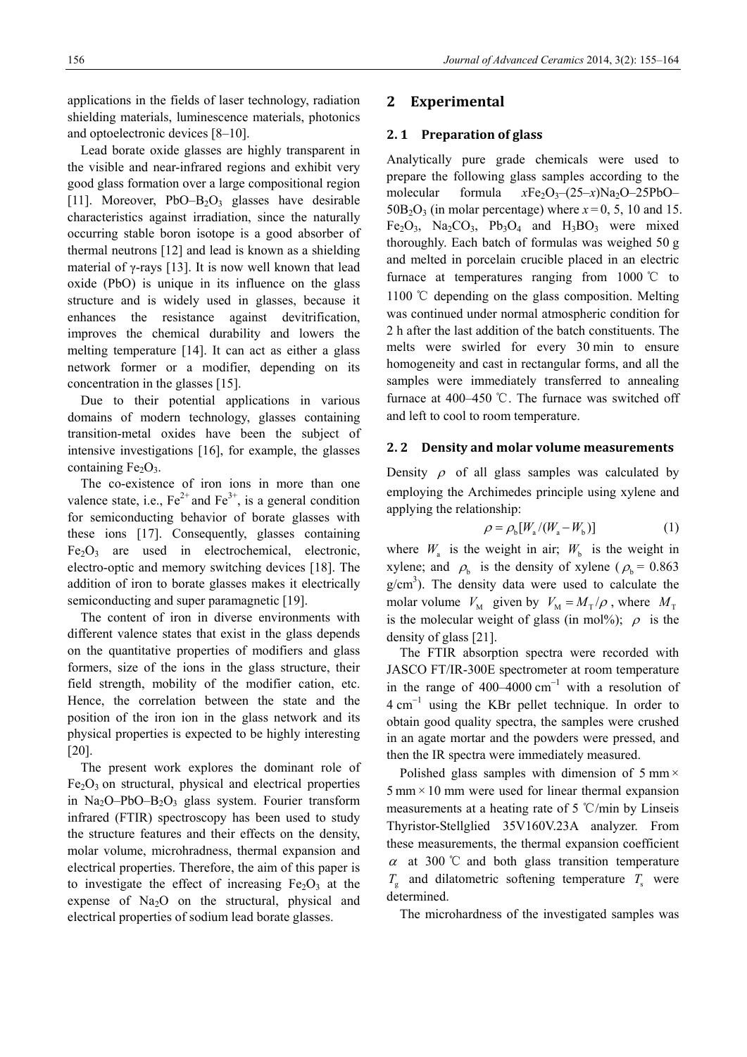applications in the fields of laser technology, radiation shielding materials, luminescence materials, photonics and optoelectronic devices [8–10].

Lead borate oxide glasses are highly transparent in the visible and near-infrared regions and exhibit very good glass formation over a large compositional region [11]. Moreover, $PbO–B_2O_3$ glasses have desirable characteristics against irradiation, since the naturally occurring stable boron isotope is a good absorber of thermal neutrons [12] and lead is known as a shielding material of γ-rays [13]. It is now well known that lead oxide (PbO) is unique in its influence on the glass structure and is widely used in glasses, because it enhances the resistance against devitrification, improves the chemical durability and lowers the melting temperature [14]. It can act as either a glass network former or a modifier, depending on its concentration in the glasses [15].

Due to their potential applications in various domains of modern technology, glasses containing transition-metal oxides have been the subject of intensive investigations [16], for example, the glasses containing $Fe_2O_3$.

The co-existence of iron ions in more than one valence state, i.e., $Fe^{2+}$ and $Fe^{3+}$, is a general condition for semiconducting behavior of borate glasses with these ions [17]. Consequently, glasses containing $Fe_2O_3$ are used in electrochemical, electronic, electro-optic and memory switching devices [18]. The addition of iron to borate glasses makes it electrically semiconducting and super paramagnetic [19].

The content of iron in diverse environments with different valence states that exist in the glass depends on the quantitative properties of modifiers and glass formers, size of the ions in the glass structure, their field strength, mobility of the modifier cation, etc. Hence, the correlation between the state and the position of the iron ion in the glass network and its physical properties is expected to be highly interesting [20].

The present work explores the dominant role of $Fe_2O_3$ on structural, physical and electrical properties in $Na_2O–PbO–B_2O_3$ glass system. Fourier transform infrared (FTIR) spectroscopy has been used to study the structure features and their effects on the density, molar volume, microhradness, thermal expansion and electrical properties. Therefore, the aim of this paper is to investigate the effect of increasing $Fe_2O_3$ at the expense of $Na_2O$ on the structural, physical and electrical properties of sodium lead borate glasses.

## 2 Experimental

### 2.1 Preparation of glass

Analytically pure grade chemicals were used to prepare the following glass samples according to the molecular formula $x Fe_2O_3–(25–x)Na_2O–25PbO–50B_2O_3$ (in molar percentage) where $x = 0$, 5, 10 and 15. $Fe_2O_3$, $Na_2CO_3$, $Pb_3O_4$ and $H_3BO_3$ were mixed thoroughly. Each batch of formulas was weighed 50 g and melted in porcelain crucible placed in an electric furnace at temperatures ranging from 1000 ℃ to 1100 ℃ depending on the glass composition. Melting was continued under normal atmospheric condition for 2 h after the last addition of the batch constituents. The melts were swirled for every 30 min to ensure homogeneity and cast in rectangular forms, and all the samples were immediately transferred to annealing furnace at 400–450 ℃. The furnace was switched off and left to cool to room temperature.

### 2.2 Density and molar volume measurements

Density $\rho$ of all glass samples was calculated by employing the Archimedes principle using xylene and applying the relationship:

$$\rho = \rho_b [W_a / (W_a - W_b)] \tag{1}$$

where $W_a$ is the weight in air; $W_b$ is the weight in xylene; and $\rho_b$ is the density of xylene ($\rho_b$ = 0.863 g/cm$^3$). The density data were used to calculate the molar volume $V_M$ given by $V_M = M_T/\rho$, where $M_T$ is the molecular weight of glass (in mol%); $\rho$ is the density of glass [21].

The FTIR absorption spectra were recorded with JASCO FT/IR-300E spectrometer at room temperature in the range of 400–4000 cm$^{-1}$ with a resolution of 4 cm$^{-1}$ using the KBr pellet technique. In order to obtain good quality spectra, the samples were crushed in an agate mortar and the powders were pressed, and then the IR spectra were immediately measured.

Polished glass samples with dimension of 5 mm × 5 mm × 10 mm were used for linear thermal expansion measurements at a heating rate of 5 ℃/min by Linseis Thyristor-Stellglied 35V160V.23A analyzer. From these measurements, the thermal expansion coefficient $\alpha$ at 300 ℃ and both glass transition temperature $T_g$ and dilatometric softening temperature $T_s$ were determined.

The microhardness of the investigated samples was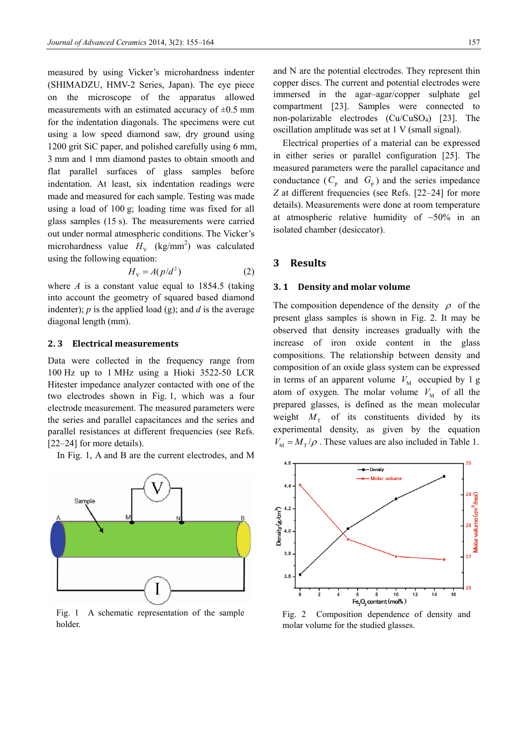measured by using Vicker's microhardness indenter (SHIMADZU, HMV-2 Series, Japan). The eye piece on the microscope of the apparatus allowed measurements with an estimated accuracy of ±0.5 mm for the indentation diagonals. The specimens were cut using a low speed diamond saw, dry ground using 1200 grit SiC paper, and polished carefully using 6 mm, 3 mm and 1 mm diamond pastes to obtain smooth and flat parallel surfaces of glass samples before indentation. At least, six indentation readings were made and measured for each sample. Testing was made using a load of 100 g; loading time was fixed for all glass samples (15 s). The measurements were carried out under normal atmospheric conditions. The Vicker's microhardness value $H_V$ (kg/mm$^2$) was calculated using the following equation:

$$H_V = A(p/d^2) \tag{2}$$

where $A$ is a constant value equal to 1854.5 (taking into account the geometry of squared based diamond indenter); $p$ is the applied load (g); and $d$ is the average diagonal length (mm).

## 2.3 Electrical measurements

Data were collected in the frequency range from 100 Hz up to 1 MHz using a Hioki 3522-50 LCR Hitester impedance analyzer contacted with one of the two electrodes shown in Fig. 1, which was a four electrode measurement. The measured parameters were the series and parallel capacitances and the series and parallel resistances at different frequencies (see Refs. [22–24] for more details).

In Fig. 1, A and B are the current electrodes, and M and N are the potential electrodes. They represent thin copper discs. The current and potential electrodes were immersed in the agar–agar/copper sulphate gel compartment [23]. Samples were connected to non-polarizable electrodes ($Cu/CuSO_4$) [23]. The oscillation amplitude was set at 1 V (small signal).

Fig. 1 A schematic representation of the sample holder.

Electrical properties of a material can be expressed in either series or parallel configuration [25]. The measured parameters were the parallel capacitance and conductance ($C_p$ and $G_p$) and the series impedance $Z$ at different frequencies (see Refs. [22–24] for more details). Measurements were done at room temperature at atmospheric relative humidity of ~50% in an isolated chamber (desiccator).

# 3 Results

## 3.1 Density and molar volume

The composition dependence of the density $\rho$ of the present glass samples is shown in Fig. 2. It may be observed that density increases gradually with the increase of iron oxide content in the glass compositions. The relationship between density and composition of an oxide glass system can be expressed in terms of an apparent volume $V_M$ occupied by 1 g atom of oxygen. The molar volume $V_M$ of all the prepared glasses, is defined as the mean molecular weight $M_T$ of its constituents divided by its experimental density, as given by the equation $V_M = M_T/\rho$. These values are also included in Table 1.

Fig. 2 Composition dependence of density and molar volume for the studied glasses.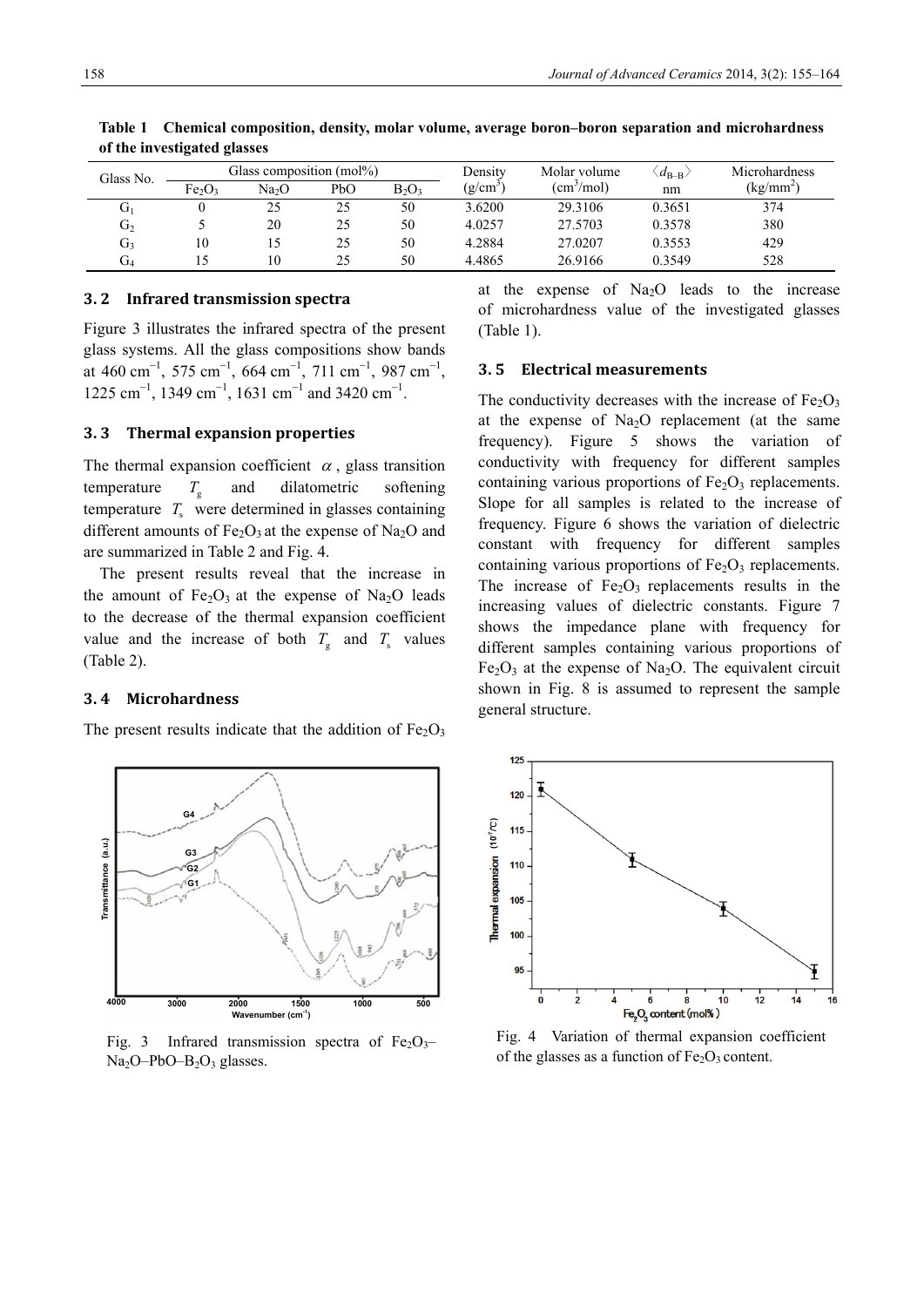**Table 1 Chemical composition, density, molar volume, average boron–boron separation and microhardness of the investigated glasses**

| Glass No. | Glass composition (mol%) | | | | Density ($g/cm^3$) | Molar volume ($cm^3/mol$) | $\langle d_{B-B} \rangle$ nm | Microhardness ($kg/mm^2$) |
|---|---|---|---|---|---|---|---|---|
| | $Fe_2O_3$ | $Na_2O$ | PbO | $B_2O_3$ | | | | |
| $G_1$ | 0 | 25 | 25 | 50 | 3.6200 | 29.3106 | 0.3651 | 374 |
| $G_2$ | 5 | 20 | 25 | 50 | 4.0257 | 27.5703 | 0.3578 | 380 |
| $G_3$ | 10 | 15 | 25 | 50 | 4.2884 | 27.0207 | 0.3553 | 429 |
| $G_4$ | 15 | 10 | 25 | 50 | 4.4865 | 26.9166 | 0.3549 | 528 |

## 3.2 Infrared transmission spectra

Figure 3 illustrates the infrared spectra of the present glass systems. All the glass compositions show bands at 460 $cm^{-1}$, 575 $cm^{-1}$, 664 $cm^{-1}$, 711 $cm^{-1}$, 987 $cm^{-1}$, 1225 $cm^{-1}$, 1349 $cm^{-1}$, 1631 $cm^{-1}$ and 3420 $cm^{-1}$.

## 3.3 Thermal expansion properties

The thermal expansion coefficient $\alpha$, glass transition temperature $T_g$ and dilatometric softening temperature $T_s$ were determined in glasses containing different amounts of $Fe_2O_3$ at the expense of $Na_2O$ and are summarized in Table 2 and Fig. 4.

The present results reveal that the increase in the amount of $Fe_2O_3$ at the expense of $Na_2O$ leads to the decrease of the thermal expansion coefficient value and the increase of both $T_g$ and $T_s$ values (Table 2).

## 3.4 Microhardness

The present results indicate that the addition of $Fe_2O_3$ at the expense of $Na_2O$ leads to the increase of microhardness value of the investigated glasses (Table 1).

## 3.5 Electrical measurements

The conductivity decreases with the increase of $Fe_2O_3$ at the expense of $Na_2O$ replacement (at the same frequency). Figure 5 shows the variation of conductivity with frequency for different samples containing various proportions of $Fe_2O_3$ replacements. Slope for all samples is related to the increase of frequency. Figure 6 shows the variation of dielectric constant with frequency for different samples containing various proportions of $Fe_2O_3$ replacements. The increase of $Fe_2O_3$ replacements results in the increasing values of dielectric constants. Figure 7 shows the impedance plane with frequency for different samples containing various proportions of $Fe_2O_3$ at the expense of $Na_2O$. The equivalent circuit shown in Fig. 8 is assumed to represent the sample general structure.

Fig. 3 Infrared transmission spectra of $Fe_2O_3$–$Na_2O$–PbO–$B_2O_3$ glasses.

Fig. 4 Variation of thermal expansion coefficient of the glasses as a function of $Fe_2O_3$ content.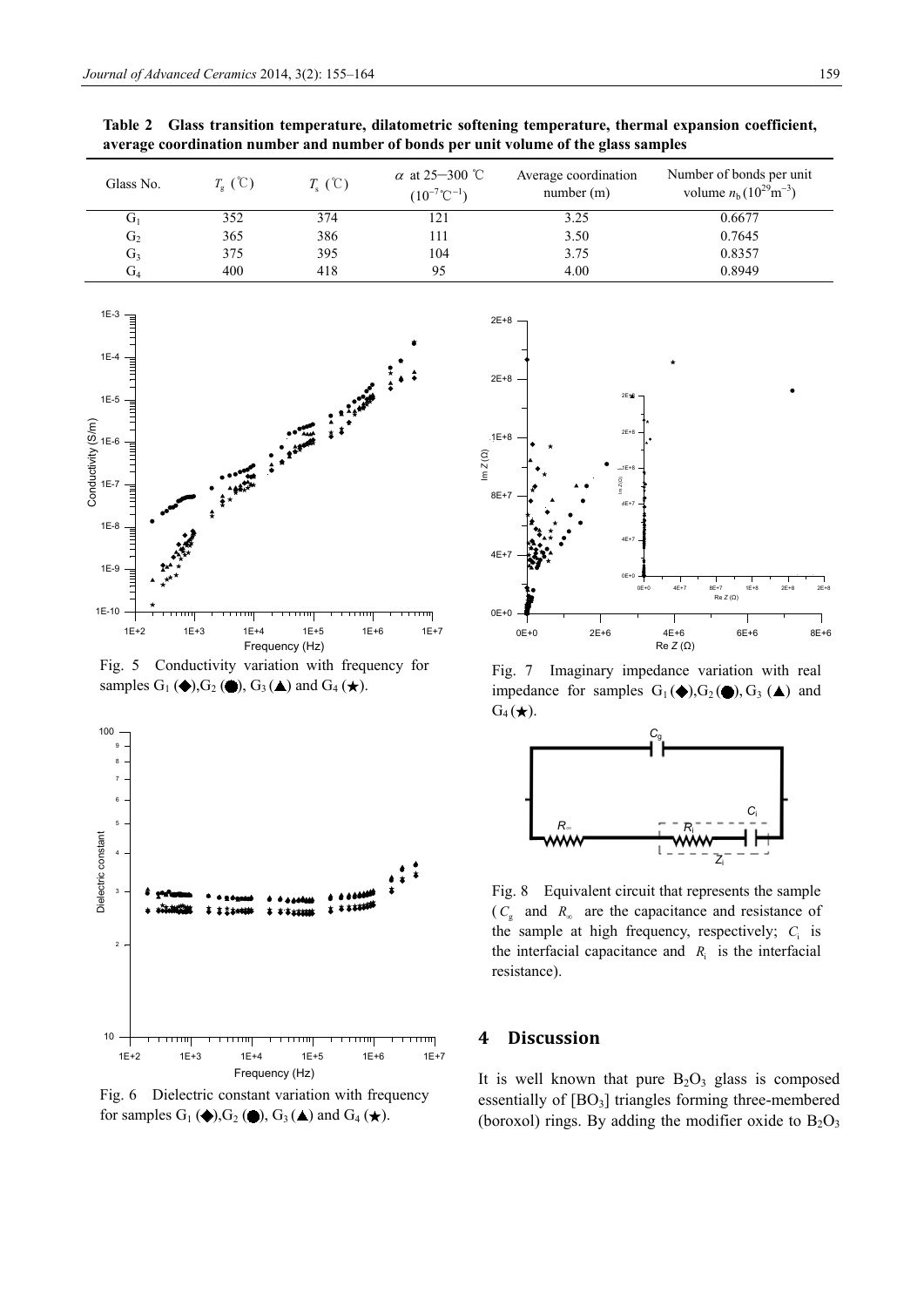**Table 2 Glass transition temperature, dilatometric softening temperature, thermal expansion coefficient, average coordination number and number of bonds per unit volume of the glass samples**

| Glass No. | $T_g$ (℃) | $T_s$ (℃) | $\alpha$ at 25–300 ℃ ($10^{-7}$℃$^{-1}$) | Average coordination number (m) | Number of bonds per unit volume $n_b$ ($10^{29}$m$^{-3}$) |
|---|---|---|---|---|---|
| $G_1$ | 352 | 374 | 121 | 3.25 | 0.6677 |
| $G_2$ | 365 | 386 | 111 | 3.50 | 0.7645 |
| $G_3$ | 375 | 395 | 104 | 3.75 | 0.8357 |
| $G_4$ | 400 | 418 | 95 | 4.00 | 0.8949 |

Fig. 5 Conductivity variation with frequency for samples $G_1$ (◆), $G_2$ (●), $G_3$ (▲) and $G_4$ (★).

Fig. 6 Dielectric constant variation with frequency for samples $G_1$ (◆), $G_2$ (●), $G_3$ (▲) and $G_4$ (★).

Fig. 7 Imaginary impedance variation with real impedance for samples $G_1$ (◆), $G_2$ (●), $G_3$ (▲) and $G_4$ (★).

Fig. 8 Equivalent circuit that represents the sample ($C_g$ and $R_\infty$ are the capacitance and resistance of the sample at high frequency, respectively; $C_i$ is the interfacial capacitance and $R_i$ is the interfacial resistance).

## 4 Discussion

It is well known that pure $B_2O_3$ glass is composed essentially of $[BO_3]$ triangles forming three-membered (boroxol) rings. By adding the modifier oxide to $B_2O_3$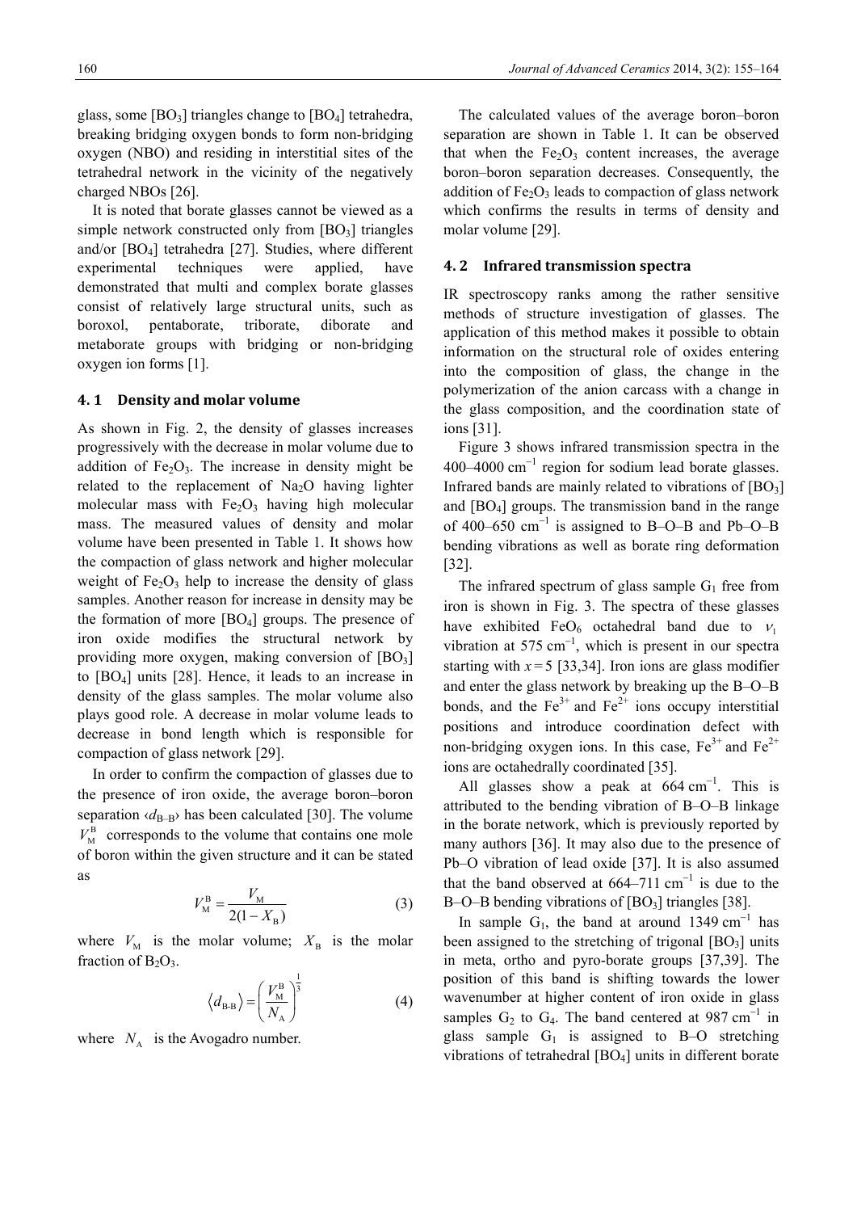glass, some $[BO_3]$ triangles change to $[BO_4]$ tetrahedra, breaking bridging oxygen bonds to form non-bridging oxygen (NBO) and residing in interstitial sites of the tetrahedral network in the vicinity of the negatively charged NBOs [26].

It is noted that borate glasses cannot be viewed as a simple network constructed only from $[BO_3]$ triangles and/or $[BO_4]$ tetrahedra [27]. Studies, where different experimental techniques were applied, have demonstrated that multi and complex borate glasses consist of relatively large structural units, such as boroxol, pentaborate, triborate, diborate and metaborate groups with bridging or non-bridging oxygen ion forms [1].

### 4.1 Density and molar volume

As shown in Fig. 2, the density of glasses increases progressively with the decrease in molar volume due to addition of $Fe_2O_3$. The increase in density might be related to the replacement of $Na_2O$ having lighter molecular mass with $Fe_2O_3$ having high molecular mass. The measured values of density and molar volume have been presented in Table 1. It shows how the compaction of glass network and higher molecular weight of $Fe_2O_3$ help to increase the density of glass samples. Another reason for increase in density may be the formation of more $[BO_4]$ groups. The presence of iron oxide modifies the structural network by providing more oxygen, making conversion of $[BO_3]$ to $[BO_4]$ units [28]. Hence, it leads to an increase in density of the glass samples. The molar volume also plays good role. A decrease in molar volume leads to decrease in bond length which is responsible for compaction of glass network [29].

In order to confirm the compaction of glasses due to the presence of iron oxide, the average boron–boron separation $\langle d_{B\text{–}B}\rangle$ has been calculated [30]. The volume $V_M^B$ corresponds to the volume that contains one mole of boron within the given structure and it can be stated as

$$V_M^B = \frac{V_M}{2(1 - X_B)} \tag{3}$$

where $V_M$ is the molar volume; $X_B$ is the molar fraction of $B_2O_3$.

$$\langle d_{B\text{-}B}\rangle = \left(\frac{V_M^B}{N_A}\right)^{\frac{1}{3}} \tag{4}$$

where $N_A$ is the Avogadro number.

The calculated values of the average boron–boron separation are shown in Table 1. It can be observed that when the $Fe_2O_3$ content increases, the average boron–boron separation decreases. Consequently, the addition of $Fe_2O_3$ leads to compaction of glass network which confirms the results in terms of density and molar volume [29].

### 4.2 Infrared transmission spectra

IR spectroscopy ranks among the rather sensitive methods of structure investigation of glasses. The application of this method makes it possible to obtain information on the structural role of oxides entering into the composition of glass, the change in the polymerization of the anion carcass with a change in the glass composition, and the coordination state of ions [31].

Figure 3 shows infrared transmission spectra in the 400–4000 $cm^{-1}$ region for sodium lead borate glasses. Infrared bands are mainly related to vibrations of $[BO_3]$ and $[BO_4]$ groups. The transmission band in the range of 400–650 $cm^{-1}$ is assigned to B–O–B and Pb–O–B bending vibrations as well as borate ring deformation [32].

The infrared spectrum of glass sample $G_1$ free from iron is shown in Fig. 3. The spectra of these glasses have exhibited $FeO_6$ octahedral band due to $\nu_1$ vibration at 575 $cm^{-1}$, which is present in our spectra starting with $x = 5$ [33,34]. Iron ions are glass modifier and enter the glass network by breaking up the B–O–B bonds, and the $Fe^{3+}$ and $Fe^{2+}$ ions occupy interstitial positions and introduce coordination defect with non-bridging oxygen ions. In this case, $Fe^{3+}$ and $Fe^{2+}$ ions are octahedrally coordinated [35].

All glasses show a peak at 664 $cm^{-1}$. This is attributed to the bending vibration of B–O–B linkage in the borate network, which is previously reported by many authors [36]. It may also due to the presence of Pb–O vibration of lead oxide [37]. It is also assumed that the band observed at 664–711 $cm^{-1}$ is due to the B–O–B bending vibrations of $[BO_3]$ triangles [38].

In sample $G_1$, the band at around 1349 $cm^{-1}$ has been assigned to the stretching of trigonal $[BO_3]$ units in meta, ortho and pyro-borate groups [37,39]. The position of this band is shifting towards the lower wavenumber at higher content of iron oxide in glass samples $G_2$ to $G_4$. The band centered at 987 $cm^{-1}$ in glass sample $G_1$ is assigned to B–O stretching vibrations of tetrahedral $[BO_4]$ units in different borate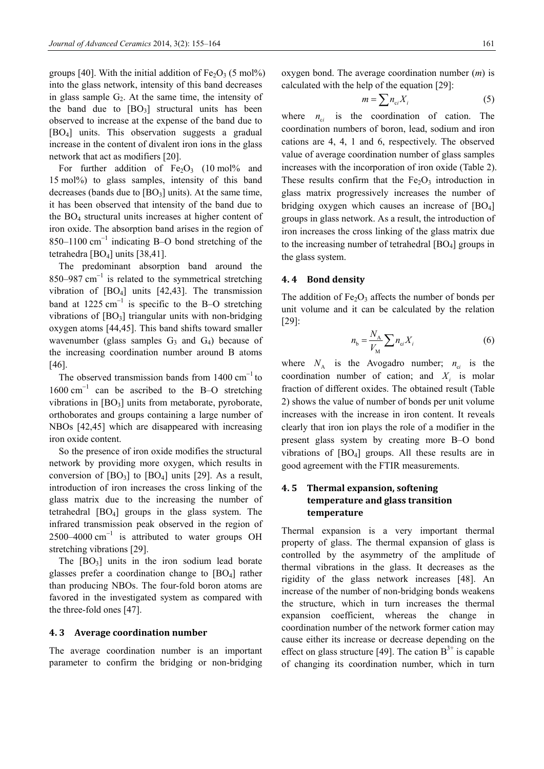groups [40]. With the initial addition of $Fe_2O_3$ (5 mol%) into the glass network, intensity of this band decreases in glass sample $G_2$. At the same time, the intensity of the band due to [$BO_3$] structural units has been observed to increase at the expense of the band due to [$BO_4$] units. This observation suggests a gradual increase in the content of divalent iron ions in the glass network that act as modifiers [20].

For further addition of $Fe_2O_3$ (10 mol% and 15 mol%) to glass samples, intensity of this band decreases (bands due to [$BO_3$] units). At the same time, it has been observed that intensity of the band due to the $BO_4$ structural units increases at higher content of iron oxide. The absorption band arises in the region of 850–1100 $cm^{-1}$ indicating B–O bond stretching of the tetrahedra [$BO_4$] units [38,41].

The predominant absorption band around the 850–987 $cm^{-1}$ is related to the symmetrical stretching vibration of [$BO_4$] units [42,43]. The transmission band at 1225 $cm^{-1}$ is specific to the B–O stretching vibrations of [$BO_3$] triangular units with non-bridging oxygen atoms [44,45]. This band shifts toward smaller wavenumber (glass samples $G_3$ and $G_4$) because of the increasing coordination number around B atoms [46].

The observed transmission bands from 1400 $cm^{-1}$ to 1600 $cm^{-1}$ can be ascribed to the B–O stretching vibrations in [$BO_3$] units from metaborate, pyroborate, orthoborates and groups containing a large number of NBOs [42,45] which are disappeared with increasing iron oxide content.

So the presence of iron oxide modifies the structural network by providing more oxygen, which results in conversion of [$BO_3$] to [$BO_4$] units [29]. As a result, introduction of iron increases the cross linking of the glass matrix due to the increasing the number of tetrahedral [$BO_4$] groups in the glass system. The infrared transmission peak observed in the region of 2500–4000 $cm^{-1}$ is attributed to water groups OH stretching vibrations [29].

The [$BO_3$] units in the iron sodium lead borate glasses prefer a coordination change to [$BO_4$] rather than producing NBOs. The four-fold boron atoms are favored in the investigated system as compared with the three-fold ones [47].

### 4.3 Average coordination number

The average coordination number is an important parameter to confirm the bridging or non-bridging oxygen bond. The average coordination number ($m$) is calculated with the help of the equation [29]:

$$m = \sum n_{ci} X_i \tag{5}$$

where $n_{ci}$ is the coordination of cation. The coordination numbers of boron, lead, sodium and iron cations are 4, 4, 1 and 6, respectively. The observed value of average coordination number of glass samples increases with the incorporation of iron oxide (Table 2). These results confirm that the $Fe_2O_3$ introduction in glass matrix progressively increases the number of bridging oxygen which causes an increase of [$BO_4$] groups in glass network. As a result, the introduction of iron increases the cross linking of the glass matrix due to the increasing number of tetrahedral [$BO_4$] groups in the glass system.

### 4.4 Bond density

The addition of $Fe_2O_3$ affects the number of bonds per unit volume and it can be calculated by the relation [29]:

$$n_b = \frac{N_A}{V_M} \sum n_{ci} X_i \tag{6}$$

where $N_A$ is the Avogadro number; $n_{ci}$ is the coordination number of cation; and $X_i$ is molar fraction of different oxides. The obtained result (Table 2) shows the value of number of bonds per unit volume increases with the increase in iron content. It reveals clearly that iron ion plays the role of a modifier in the present glass system by creating more B–O bond vibrations of [$BO_4$] groups. All these results are in good agreement with the FTIR measurements.

### 4.5 Thermal expansion, softening temperature and glass transition temperature

Thermal expansion is a very important thermal property of glass. The thermal expansion of glass is controlled by the asymmetry of the amplitude of thermal vibrations in the glass. It decreases as the rigidity of the glass network increases [48]. An increase of the number of non-bridging bonds weakens the structure, which in turn increases the thermal expansion coefficient, whereas the change in coordination number of the network former cation may cause either its increase or decrease depending on the effect on glass structure [49]. The cation $B^{3+}$ is capable of changing its coordination number, which in turn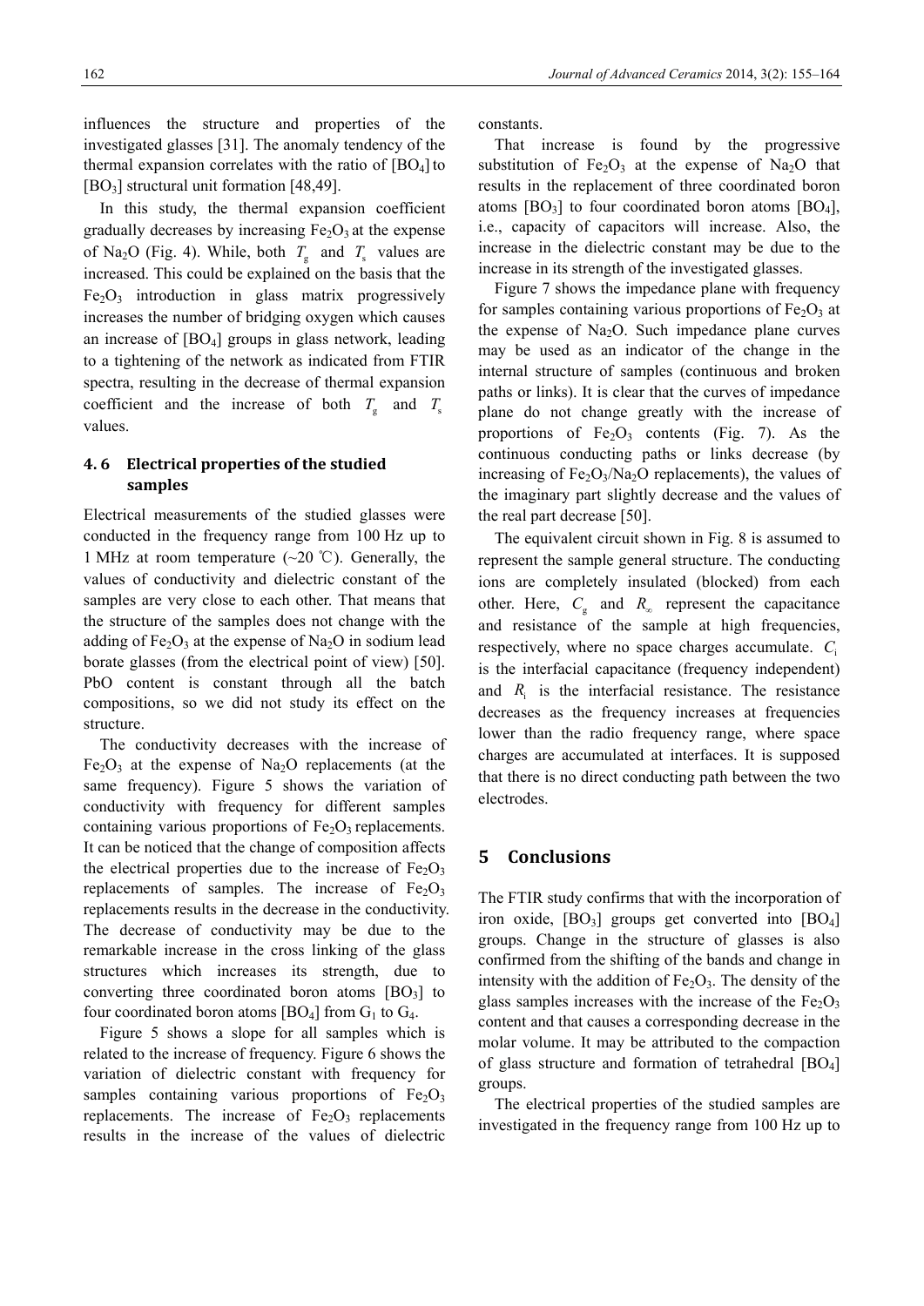influences the structure and properties of the investigated glasses [31]. The anomaly tendency of the thermal expansion correlates with the ratio of $[BO_4]$ to $[BO_3]$ structural unit formation [48,49].

In this study, the thermal expansion coefficient gradually decreases by increasing $Fe_2O_3$ at the expense of $Na_2O$ (Fig. 4). While, both $T_g$ and $T_s$ values are increased. This could be explained on the basis that the $Fe_2O_3$ introduction in glass matrix progressively increases the number of bridging oxygen which causes an increase of $[BO_4]$ groups in glass network, leading to a tightening of the network as indicated from FTIR spectra, resulting in the decrease of thermal expansion coefficient and the increase of both $T_g$ and $T_s$ values.

### 4.6 Electrical properties of the studied samples

Electrical measurements of the studied glasses were conducted in the frequency range from 100 Hz up to 1 MHz at room temperature (~20 ℃). Generally, the values of conductivity and dielectric constant of the samples are very close to each other. That means that the structure of the samples does not change with the adding of $Fe_2O_3$ at the expense of $Na_2O$ in sodium lead borate glasses (from the electrical point of view) [50]. PbO content is constant through all the batch compositions, so we did not study its effect on the structure.

The conductivity decreases with the increase of $Fe_2O_3$ at the expense of $Na_2O$ replacements (at the same frequency). Figure 5 shows the variation of conductivity with frequency for different samples containing various proportions of $Fe_2O_3$ replacements. It can be noticed that the change of composition affects the electrical properties due to the increase of $Fe_2O_3$ replacements of samples. The increase of $Fe_2O_3$ replacements results in the decrease in the conductivity. The decrease of conductivity may be due to the remarkable increase in the cross linking of the glass structures which increases its strength, due to converting three coordinated boron atoms $[BO_3]$ to four coordinated boron atoms $[BO_4]$ from $G_1$ to $G_4$.

Figure 5 shows a slope for all samples which is related to the increase of frequency. Figure 6 shows the variation of dielectric constant with frequency for samples containing various proportions of $Fe_2O_3$ replacements. The increase of $Fe_2O_3$ replacements results in the increase of the values of dielectric constants.

That increase is found by the progressive substitution of $Fe_2O_3$ at the expense of $Na_2O$ that results in the replacement of three coordinated boron atoms $[BO_3]$ to four coordinated boron atoms $[BO_4]$, i.e., capacity of capacitors will increase. Also, the increase in the dielectric constant may be due to the increase in its strength of the investigated glasses.

Figure 7 shows the impedance plane with frequency for samples containing various proportions of $Fe_2O_3$ at the expense of $Na_2O$. Such impedance plane curves may be used as an indicator of the change in the internal structure of samples (continuous and broken paths or links). It is clear that the curves of impedance plane do not change greatly with the increase of proportions of $Fe_2O_3$ contents (Fig. 7). As the continuous conducting paths or links decrease (by increasing of $Fe_2O_3/Na_2O$ replacements), the values of the imaginary part slightly decrease and the values of the real part decrease [50].

The equivalent circuit shown in Fig. 8 is assumed to represent the sample general structure. The conducting ions are completely insulated (blocked) from each other. Here, $C_g$ and $R_\infty$ represent the capacitance and resistance of the sample at high frequencies, respectively, where no space charges accumulate. $C_i$ is the interfacial capacitance (frequency independent) and $R_i$ is the interfacial resistance. The resistance decreases as the frequency increases at frequencies lower than the radio frequency range, where space charges are accumulated at interfaces. It is supposed that there is no direct conducting path between the two electrodes.

## 5 Conclusions

The FTIR study confirms that with the incorporation of iron oxide, $[BO_3]$ groups get converted into $[BO_4]$ groups. Change in the structure of glasses is also confirmed from the shifting of the bands and change in intensity with the addition of $Fe_2O_3$. The density of the glass samples increases with the increase of the $Fe_2O_3$ content and that causes a corresponding decrease in the molar volume. It may be attributed to the compaction of glass structure and formation of tetrahedral $[BO_4]$ groups.

The electrical properties of the studied samples are investigated in the frequency range from 100 Hz up to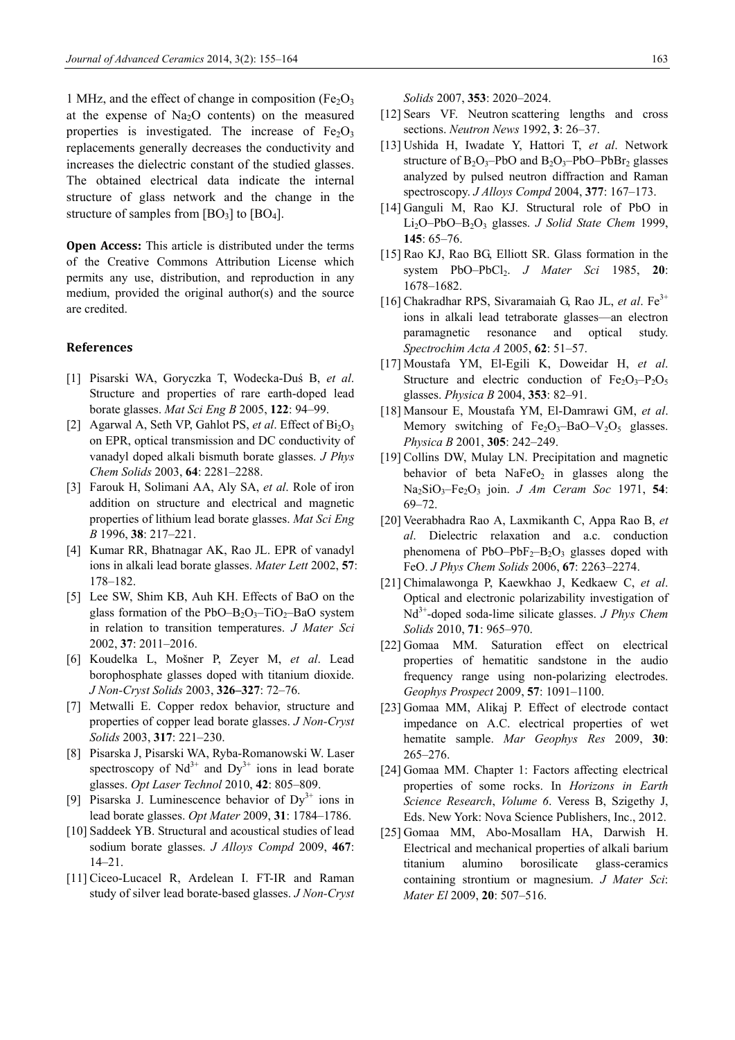1 MHz, and the effect of change in composition ($Fe_2O_3$ at the expense of $Na_2O$ contents) on the measured properties is investigated. The increase of $Fe_2O_3$ replacements generally decreases the conductivity and increases the dielectric constant of the studied glasses. The obtained electrical data indicate the internal structure of glass network and the change in the structure of samples from [$BO_3$] to [$BO_4$].

**Open Access:** This article is distributed under the terms of the Creative Commons Attribution License which permits any use, distribution, and reproduction in any medium, provided the original author(s) and the source are credited.

## References

[1] Pisarski WA, Goryczka T, Wodecka-Duś B, *et al*. Structure and properties of rare earth-doped lead borate glasses. *Mat Sci Eng B* 2005, **122**: 94–99.

[2] Agarwal A, Seth VP, Gahlot PS, *et al*. Effect of $Bi_2O_3$ on EPR, optical transmission and DC conductivity of vanadyl doped alkali bismuth borate glasses. *J Phys Chem Solids* 2003, **64**: 2281–2288.

[3] Farouk H, Solimani AA, Aly SA, *et al*. Role of iron addition on structure and electrical and magnetic properties of lithium lead borate glasses. *Mat Sci Eng B* 1996, **38**: 217–221.

[4] Kumar RR, Bhatnagar AK, Rao JL. EPR of vanadyl ions in alkali lead borate glasses. *Mater Lett* 2002, **57**: 178–182.

[5] Lee SW, Shim KB, Auh KH. Effects of BaO on the glass formation of the $PbO–B_2O_3–TiO_2–BaO$ system in relation to transition temperatures. *J Mater Sci* 2002, **37**: 2011–2016.

[6] Koudelka L, Mošner P, Zeyer M, *et al*. Lead borophosphate glasses doped with titanium dioxide. *J Non-Cryst Solids* 2003, **326–327**: 72–76.

[7] Metwalli E. Copper redox behavior, structure and properties of copper lead borate glasses. *J Non-Cryst Solids* 2003, **317**: 221–230.

[8] Pisarska J, Pisarski WA, Ryba-Romanowski W. Laser spectroscopy of $Nd^{3+}$ and $Dy^{3+}$ ions in lead borate glasses. *Opt Laser Technol* 2010, **42**: 805–809.

[9] Pisarska J. Luminescence behavior of $Dy^{3+}$ ions in lead borate glasses. *Opt Mater* 2009, **31**: 1784–1786.

[10] Saddeek YB. Structural and acoustical studies of lead sodium borate glasses. *J Alloys Compd* 2009, **467**: 14–21.

[11] Ciceo-Lucacel R, Ardelean I. FT-IR and Raman study of silver lead borate-based glasses. *J Non-Cryst Solids* 2007, **353**: 2020–2024.

[12] Sears VF. Neutron scattering lengths and cross sections. *Neutron News* 1992, **3**: 26–37.

[13] Ushida H, Iwadate Y, Hattori T, *et al*. Network structure of $B_2O_3$–PbO and $B_2O_3$–PbO–$PbBr_2$ glasses analyzed by pulsed neutron diffraction and Raman spectroscopy. *J Alloys Compd* 2004, **377**: 167–173.

[14] Ganguli M, Rao KJ. Structural role of PbO in $Li_2O$–PbO–$B_2O_3$ glasses. *J Solid State Chem* 1999, **145**: 65–76.

[15] Rao KJ, Rao BG, Elliott SR. Glass formation in the system PbO–$PbCl_2$. *J Mater Sci* 1985, **20**: 1678–1682.

[16] Chakradhar RPS, Sivaramaiah G, Rao JL, *et al*. $Fe^{3+}$ ions in alkali lead tetraborate glasses—an electron paramagnetic resonance and optical study. *Spectrochim Acta A* 2005, **62**: 51–57.

[17] Moustafa YM, El-Egili K, Doweidar H, *et al*. Structure and electric conduction of $Fe_2O_3$–$P_2O_5$ glasses. *Physica B* 2004, **353**: 82–91.

[18] Mansour E, Moustafa YM, El-Damrawi GM, *et al*. Memory switching of $Fe_2O_3$–BaO–$V_2O_5$ glasses. *Physica B* 2001, **305**: 242–249.

[19] Collins DW, Mulay LN. Precipitation and magnetic behavior of beta $NaFeO_2$ in glasses along the $Na_2SiO_3$–$Fe_2O_3$ join. *J Am Ceram Soc* 1971, **54**: 69–72.

[20] Veerabhadra Rao A, Laxmikanth C, Appa Rao B, *et al*. Dielectric relaxation and a.c. conduction phenomena of PbO–$PbF_2$–$B_2O_3$ glasses doped with FeO. *J Phys Chem Solids* 2006, **67**: 2263–2274.

[21] Chimalawonga P, Kaewkhao J, Kedkaew C, *et al*. Optical and electronic polarizability investigation of $Nd^{3+}$-doped soda-lime silicate glasses. *J Phys Chem Solids* 2010, **71**: 965–970.

[22] Gomaa MM. Saturation effect on electrical properties of hematitic sandstone in the audio frequency range using non-polarizing electrodes. *Geophys Prospect* 2009, **57**: 1091–1100.

[23] Gomaa MM, Alikaj P. Effect of electrode contact impedance on A.C. electrical properties of wet hematite sample. *Mar Geophys Res* 2009, **30**: 265–276.

[24] Gomaa MM. Chapter 1: Factors affecting electrical properties of some rocks. In *Horizons in Earth Science Research*, *Volume 6*. Veress B, Szigethy J, Eds. New York: Nova Science Publishers, Inc., 2012.

[25] Gomaa MM, Abo-Mosallam HA, Darwish H. Electrical and mechanical properties of alkali barium titanium alumino borosilicate glass-ceramics containing strontium or magnesium. *J Mater Sci: Mater El* 2009, **20**: 507–516.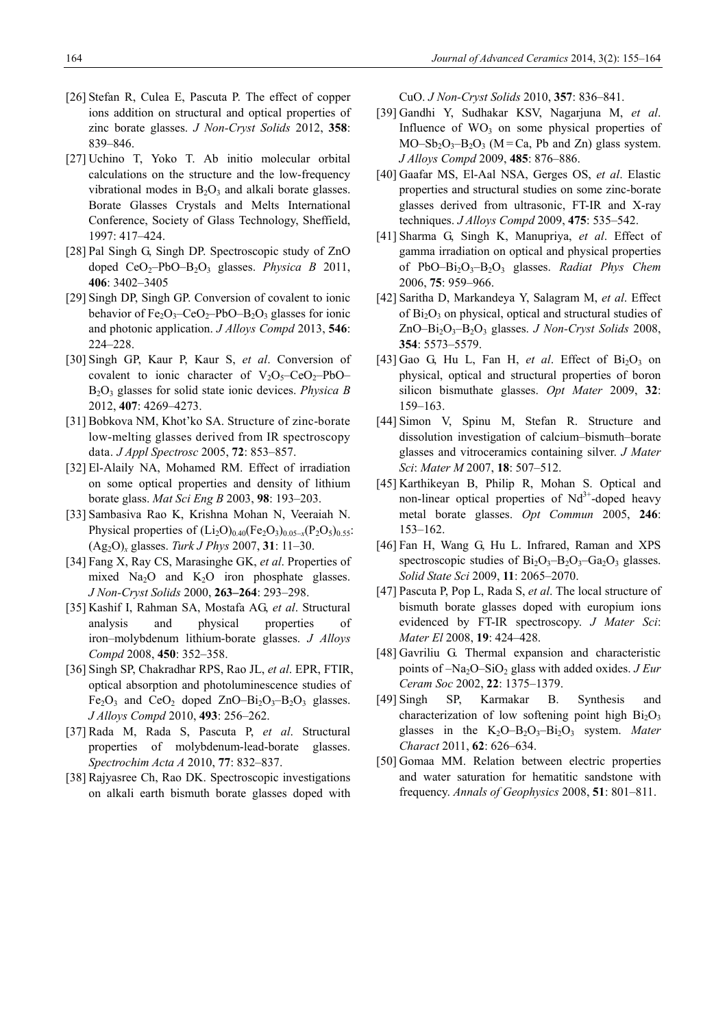[26] Stefan R, Culea E, Pascuta P. The effect of copper ions addition on structural and optical properties of zinc borate glasses. *J Non-Cryst Solids* 2012, **358**: 839–846.

[27] Uchino T, Yoko T. Ab initio molecular orbital calculations on the structure and the low-frequency vibrational modes in $B_2O_3$ and alkali borate glasses. Borate Glasses Crystals and Melts International Conference, Society of Glass Technology, Sheffield, 1997: 417–424.

[28] Pal Singh G, Singh DP. Spectroscopic study of ZnO doped $CeO_2$–PbO–$B_2O_3$ glasses. *Physica B* 2011, **406**: 3402–3405

[29] Singh DP, Singh GP. Conversion of covalent to ionic behavior of $Fe_2O_3$–$CeO_2$–PbO–$B_2O_3$ glasses for ionic and photonic application. *J Alloys Compd* 2013, **546**: 224–228.

[30] Singh GP, Kaur P, Kaur S, *et al*. Conversion of covalent to ionic character of $V_2O_5$–$CeO_2$–PbO–$B_2O_3$ glasses for solid state ionic devices. *Physica B* 2012, **407**: 4269–4273.

[31] Bobkova NM, Khot'ko SA. Structure of zinc-borate low-melting glasses derived from IR spectroscopy data. *J Appl Spectrosc* 2005, **72**: 853–857.

[32] El-Alaily NA, Mohamed RM. Effect of irradiation on some optical properties and density of lithium borate glass. *Mat Sci Eng B* 2003, **98**: 193–203.

[33] Sambasiva Rao K, Krishna Mohan N, Veeraiah N. Physical properties of $(Li_2O)_{0.40}(Fe_2O_3)_{0.05-x}(P_2O_5)_{0.55}$: $(Ag_2O)_x$ glasses. *Turk J Phys* 2007, **31**: 11–30.

[34] Fang X, Ray CS, Marasinghe GK, *et al*. Properties of mixed $Na_2O$ and $K_2O$ iron phosphate glasses. *J Non-Cryst Solids* 2000, **263–264**: 293–298.

[35] Kashif I, Rahman SA, Mostafa AG, *et al*. Structural analysis and physical properties of iron–molybdenum lithium-borate glasses. *J Alloys Compd* 2008, **450**: 352–358.

[36] Singh SP, Chakradhar RPS, Rao JL, *et al*. EPR, FTIR, optical absorption and photoluminescence studies of $Fe_2O_3$ and $CeO_2$ doped ZnO–$Bi_2O_3$–$B_2O_3$ glasses. *J Alloys Compd* 2010, **493**: 256–262.

[37] Rada M, Rada S, Pascuta P, *et al*. Structural properties of molybdenum-lead-borate glasses. *Spectrochim Acta A* 2010, **77**: 832–837.

[38] Rajyasree Ch, Rao DK. Spectroscopic investigations on alkali earth bismuth borate glasses doped with CuO. *J Non-Cryst Solids* 2010, **357**: 836–841.

[39] Gandhi Y, Sudhakar KSV, Nagarjuna M, *et al*. Influence of $WO_3$ on some physical properties of MO–$Sb_2O_3$–$B_2O_3$ (M = Ca, Pb and Zn) glass system. *J Alloys Compd* 2009, **485**: 876–886.

[40] Gaafar MS, El-Aal NSA, Gerges OS, *et al*. Elastic properties and structural studies on some zinc-borate glasses derived from ultrasonic, FT-IR and X-ray techniques. *J Alloys Compd* 2009, **475**: 535–542.

[41] Sharma G, Singh K, Manupriya, *et al*. Effect of gamma irradiation on optical and physical properties of PbO–$Bi_2O_3$–$B_2O_3$ glasses. *Radiat Phys Chem* 2006, **75**: 959–966.

[42] Saritha D, Markandeya Y, Salagram M, *et al*. Effect of $Bi_2O_3$ on physical, optical and structural studies of ZnO–$Bi_2O_3$–$B_2O_3$ glasses. *J Non-Cryst Solids* 2008, **354**: 5573–5579.

[43] Gao G, Hu L, Fan H, *et al*. Effect of $Bi_2O_3$ on physical, optical and structural properties of boron silicon bismuthate glasses. *Opt Mater* 2009, **32**: 159–163.

[44] Simon V, Spinu M, Stefan R. Structure and dissolution investigation of calcium–bismuth–borate glasses and vitroceramics containing silver. *J Mater Sci*: *Mater M* 2007, **18**: 507–512.

[45] Karthikeyan B, Philip R, Mohan S. Optical and non-linear optical properties of $Nd^{3+}$-doped heavy metal borate glasses. *Opt Commun* 2005, **246**: 153–162.

[46] Fan H, Wang G, Hu L. Infrared, Raman and XPS spectroscopic studies of $Bi_2O_3$–$B_2O_3$–$Ga_2O_3$ glasses. *Solid State Sci* 2009, **11**: 2065–2070.

[47] Pascuta P, Pop L, Rada S, *et al*. The local structure of bismuth borate glasses doped with europium ions evidenced by FT-IR spectroscopy. *J Mater Sci*: *Mater El* 2008, **19**: 424–428.

[48] Gavriliu G. Thermal expansion and characteristic points of –$Na_2O$–$SiO_2$ glass with added oxides. *J Eur Ceram Soc* 2002, **22**: 1375–1379.

[49] Singh SP, Karmakar B. Synthesis and characterization of low softening point high $Bi_2O_3$ glasses in the $K_2O$–$B_2O_3$–$Bi_2O_3$ system. *Mater Charact* 2011, **62**: 626–634.

[50] Gomaa MM. Relation between electric properties and water saturation for hematitic sandstone with frequency. *Annals of Geophysics* 2008, **51**: 801–811.